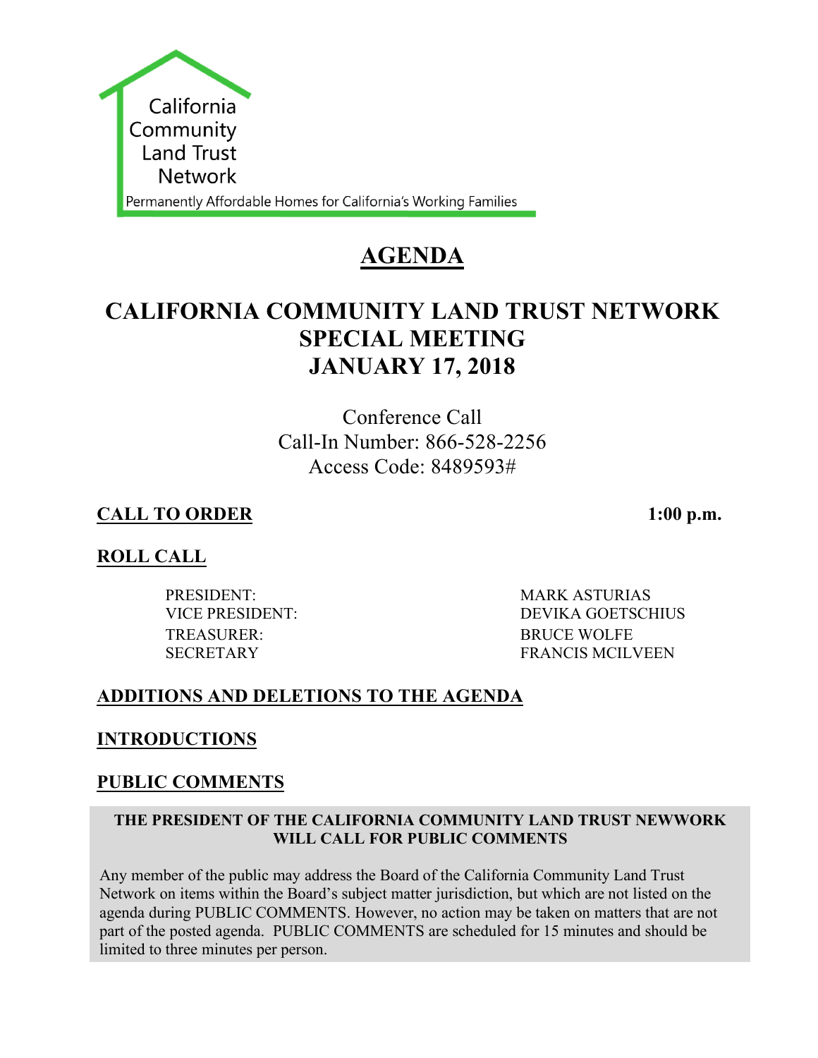California Community Land Trust Network

Permanently Affordable Homes for California's Working Families

# AGENDA

# CALIFORNIA COMMUNITY LAND TRUST NETWORK SPECIAL MEETING JANUARY 17, 2018

Conference Call
Call-In Number: 866-528-2256
Access Code: 8489593#

## CALL TO ORDER

**1:00 p.m.**

## ROLL CALL

| | |
|---|---|
| PRESIDENT: | MARK ASTURIAS |
| VICE PRESIDENT: | DEVIKA GOETSCHIUS |
| TREASURER: | BRUCE WOLFE |
| SECRETARY | FRANCIS MCILVEEN |

## ADDITIONS AND DELETIONS TO THE AGENDA

## INTRODUCTIONS

## PUBLIC COMMENTS

**THE PRESIDENT OF THE CALIFORNIA COMMUNITY LAND TRUST NEWWORK WILL CALL FOR PUBLIC COMMENTS**

Any member of the public may address the Board of the California Community Land Trust Network on items within the Board's subject matter jurisdiction, but which are not listed on the agenda during PUBLIC COMMENTS. However, no action may be taken on matters that are not part of the posted agenda. PUBLIC COMMENTS are scheduled for 15 minutes and should be limited to three minutes per person.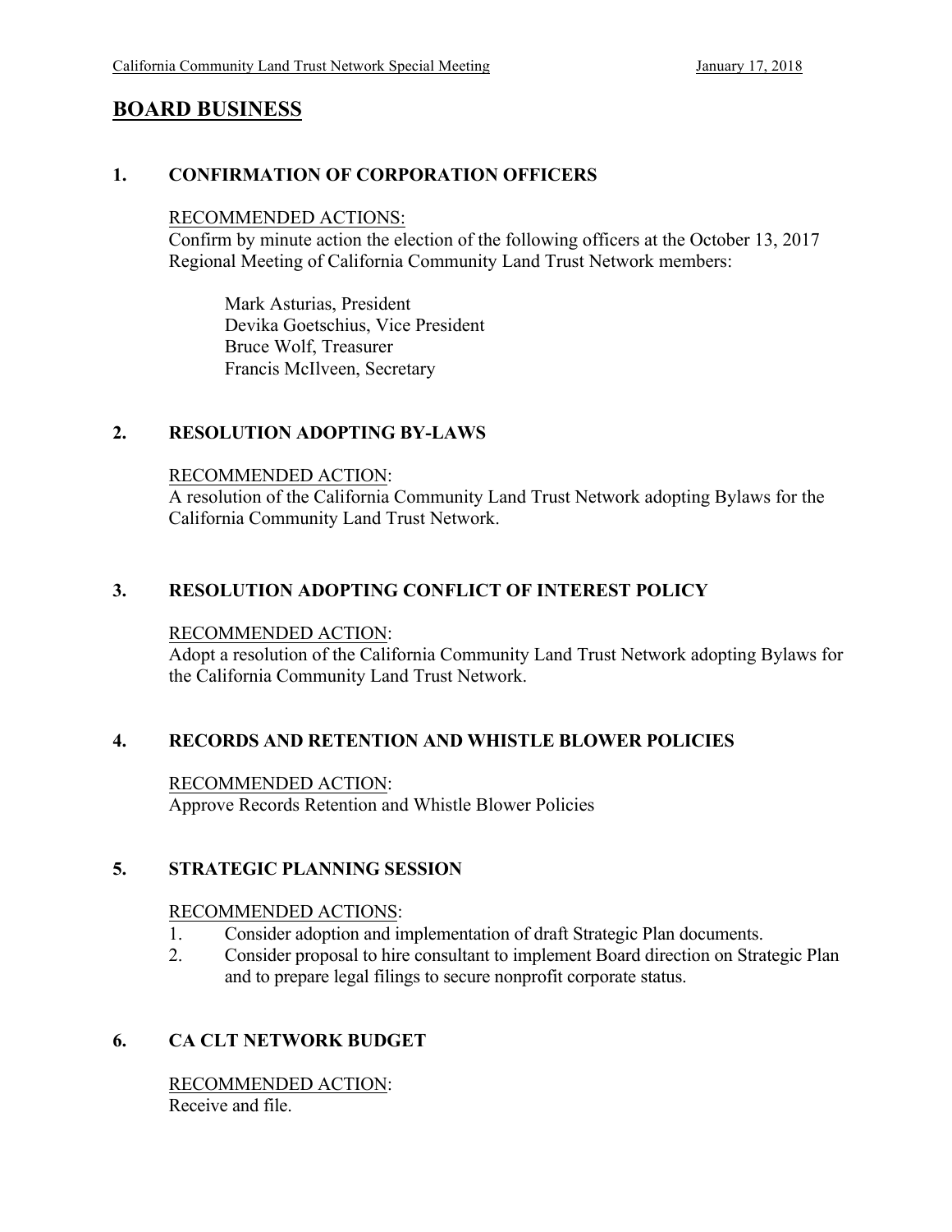## BOARD BUSINESS

### 1. CONFIRMATION OF CORPORATION OFFICERS

RECOMMENDED ACTIONS:
Confirm by minute action the election of the following officers at the October 13, 2017 Regional Meeting of California Community Land Trust Network members:

Mark Asturias, President
Devika Goetschius, Vice President
Bruce Wolf, Treasurer
Francis McIlveen, Secretary

### 2. RESOLUTION ADOPTING BY-LAWS

RECOMMENDED ACTION:
A resolution of the California Community Land Trust Network adopting Bylaws for the California Community Land Trust Network.

### 3. RESOLUTION ADOPTING CONFLICT OF INTEREST POLICY

RECOMMENDED ACTION:
Adopt a resolution of the California Community Land Trust Network adopting Bylaws for the California Community Land Trust Network.

### 4. RECORDS AND RETENTION AND WHISTLE BLOWER POLICIES

RECOMMENDED ACTION:
Approve Records Retention and Whistle Blower Policies

### 5. STRATEGIC PLANNING SESSION

RECOMMENDED ACTIONS:

1. Consider adoption and implementation of draft Strategic Plan documents.
2. Consider proposal to hire consultant to implement Board direction on Strategic Plan and to prepare legal filings to secure nonprofit corporate status.

### 6. CA CLT NETWORK BUDGET

RECOMMENDED ACTION:
Receive and file.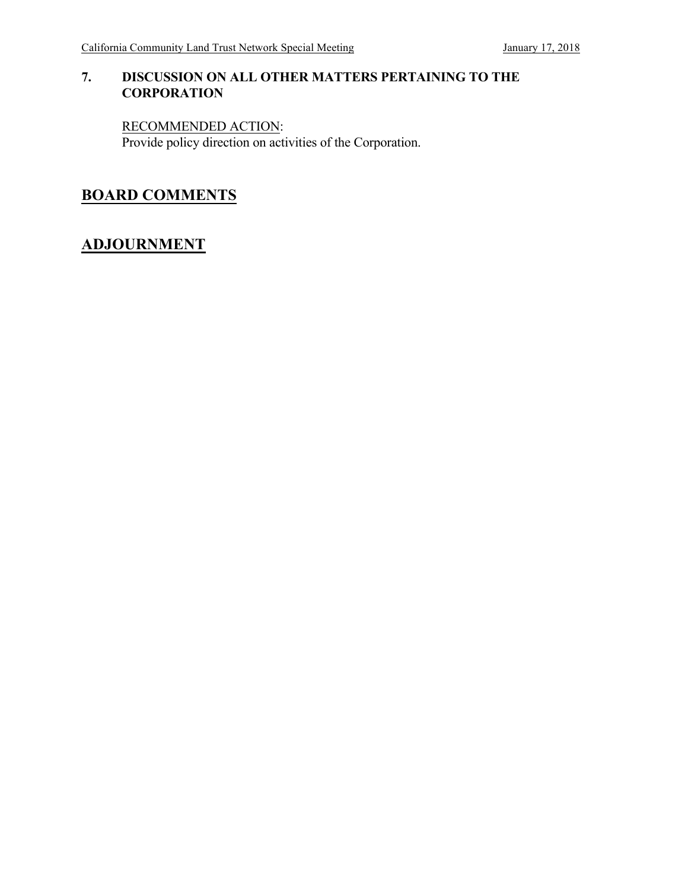**7. DISCUSSION ON ALL OTHER MATTERS PERTAINING TO THE CORPORATION**

RECOMMENDED ACTION:
Provide policy direction on activities of the Corporation.

## BOARD COMMENTS

## ADJOURNMENT